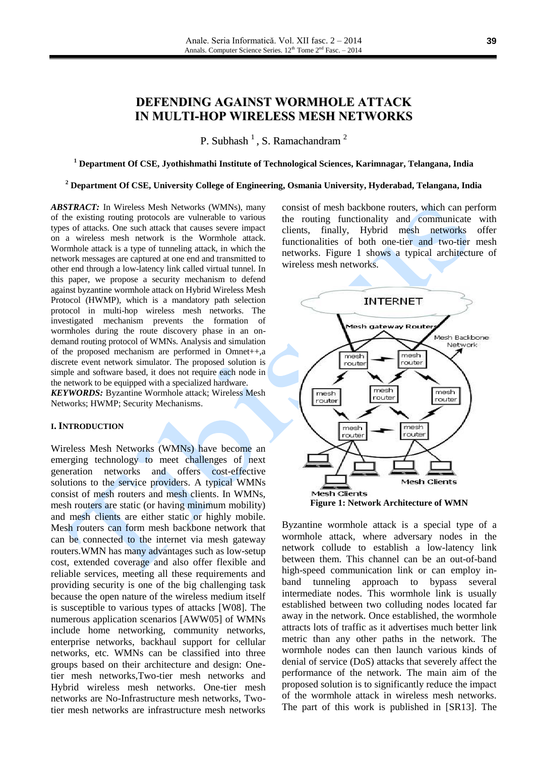# DEFENDING AGAINST WORMHOLE ATTACK IN MULTI-HOP WIRELESS MESH NETWORKS

P. Subhash [1], S. Ramachandram [2]

[1] **Department Of CSE, Jyothishmathi Institute of Technological Sciences, Karimnagar, Telangana, India**

[2] **Department Of CSE, University College of Engineering, Osmania University, Hyderabad, Telangana, India**

***ABSTRACT:*** In Wireless Mesh Networks (WMNs), many of the existing routing protocols are vulnerable to various types of attacks. One such attack that causes severe impact on a wireless mesh network is the Wormhole attack. Wormhole attack is a type of tunneling attack, in which the network messages are captured at one end and transmitted to other end through a low-latency link called virtual tunnel. In this paper, we propose a security mechanism to defend against byzantine wormhole attack on Hybrid Wireless Mesh Protocol (HWMP), which is a mandatory path selection protocol in multi-hop wireless mesh networks. The investigated mechanism prevents the formation of wormholes during the route discovery phase in an on-demand routing protocol of WMNs. Analysis and simulation of the proposed mechanism are performed in Omnet++,a discrete event network simulator. The proposed solution is simple and software based, it does not require each node in the network to be equipped with a specialized hardware.

***KEYWORDS:*** Byzantine Wormhole attack; Wireless Mesh Networks; HWMP; Security Mechanisms.

## I. INTRODUCTION

Wireless Mesh Networks (WMNs) have become an emerging technology to meet challenges of next generation networks and offers cost-effective solutions to the service providers. A typical WMNs consist of mesh routers and mesh clients. In WMNs, mesh routers are static (or having minimum mobility) and mesh clients are either static or highly mobile. Mesh routers can form mesh backbone network that can be connected to the internet via mesh gateway routers.WMN has many advantages such as low-setup cost, extended coverage and also offer flexible and reliable services, meeting all these requirements and providing security is one of the big challenging task because the open nature of the wireless medium itself is susceptible to various types of attacks [W08]. The numerous application scenarios [AWW05] of WMNs include home networking, community networks, enterprise networks, backhaul support for cellular networks, etc. WMNs can be classified into three groups based on their architecture and design: One-tier mesh networks,Two-tier mesh networks and Hybrid wireless mesh networks. One-tier mesh networks are No-Infrastructure mesh networks, Two-tier mesh networks are infrastructure mesh networks consist of mesh backbone routers, which can perform the routing functionality and communicate with clients, finally, Hybrid mesh networks offer functionalities of both one-tier and two-tier mesh networks. Figure 1 shows a typical architecture of wireless mesh networks.

**Figure 1: Network Architecture of WMN**

Byzantine wormhole attack is a special type of a wormhole attack, where adversary nodes in the network collude to establish a low-latency link between them. This channel can be an out-of-band high-speed communication link or can employ in-band tunneling approach to bypass several intermediate nodes. This wormhole link is usually established between two colluding nodes located far away in the network. Once established, the wormhole attracts lots of traffic as it advertises much better link metric than any other paths in the network. The wormhole nodes can then launch various kinds of denial of service (DoS) attacks that severely affect the performance of the network. The main aim of the proposed solution is to significantly reduce the impact of the wormhole attack in wireless mesh networks. The part of this work is published in [SR13]. The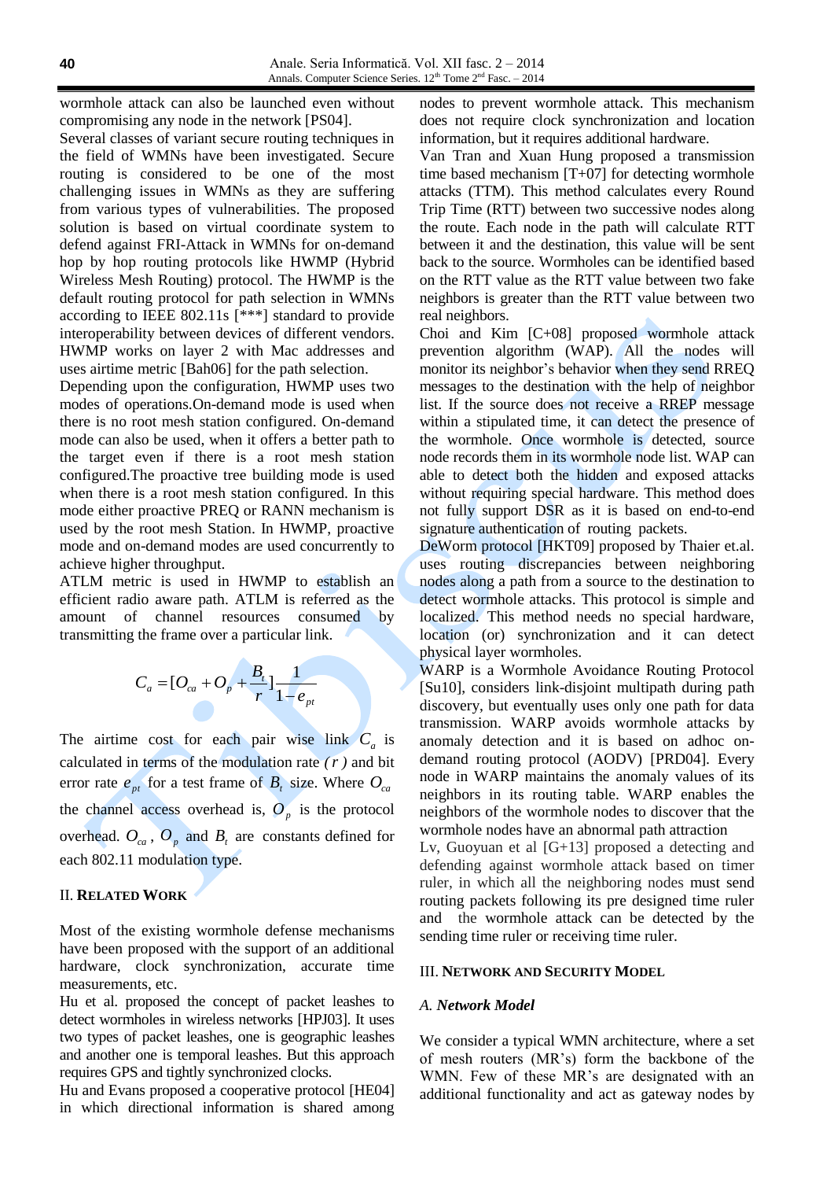wormhole attack can also be launched even without compromising any node in the network [PS04].

Several classes of variant secure routing techniques in the field of WMNs have been investigated. Secure routing is considered to be one of the most challenging issues in WMNs as they are suffering from various types of vulnerabilities. The proposed solution is based on virtual coordinate system to defend against FRI-Attack in WMNs for on-demand hop by hop routing protocols like HWMP (Hybrid Wireless Mesh Routing) protocol. The HWMP is the default routing protocol for path selection in WMNs according to IEEE 802.11s [***] standard to provide interoperability between devices of different vendors. HWMP works on layer 2 with Mac addresses and uses airtime metric [Bah06] for the path selection.

Depending upon the configuration, HWMP uses two modes of operations.On-demand mode is used when there is no root mesh station configured. On-demand mode can also be used, when it offers a better path to the target even if there is a root mesh station configured.The proactive tree building mode is used when there is a root mesh station configured. In this mode either proactive PREQ or RANN mechanism is used by the root mesh Station. In HWMP, proactive mode and on-demand modes are used concurrently to achieve higher throughput.

ATLM metric is used in HWMP to establish an efficient radio aware path. ATLM is referred as the amount of channel resources consumed by transmitting the frame over a particular link.

$$C_a = [O_{ca} + O_p + \frac{B_t}{r}]\frac{1}{1-e_{pt}}$$

The airtime cost for each pair wise link $C_a$ is calculated in terms of the modulation rate $(r)$ and bit error rate $e_{pt}$ for a test frame of $B_t$ size. Where $O_{ca}$ the channel access overhead is, $O_p$ is the protocol overhead. $O_{ca}$, $O_p$ and $B_t$ are constants defined for each 802.11 modulation type.

## II. Related Work

Most of the existing wormhole defense mechanisms have been proposed with the support of an additional hardware, clock synchronization, accurate time measurements, etc.

Hu et al. proposed the concept of packet leashes to detect wormholes in wireless networks [HPJ03]. It uses two types of packet leashes, one is geographic leashes and another one is temporal leashes. But this approach requires GPS and tightly synchronized clocks.

Hu and Evans proposed a cooperative protocol [HE04] in which directional information is shared among nodes to prevent wormhole attack. This mechanism does not require clock synchronization and location information, but it requires additional hardware.

Van Tran and Xuan Hung proposed a transmission time based mechanism [T+07] for detecting wormhole attacks (TTM). This method calculates every Round Trip Time (RTT) between two successive nodes along the route. Each node in the path will calculate RTT between it and the destination, this value will be sent back to the source. Wormholes can be identified based on the RTT value as the RTT value between two fake neighbors is greater than the RTT value between two real neighbors.

Choi and Kim [C+08] proposed wormhole attack prevention algorithm (WAP). All the nodes will monitor its neighbor's behavior when they send RREQ messages to the destination with the help of neighbor list. If the source does not receive a RREP message within a stipulated time, it can detect the presence of the wormhole. Once wormhole is detected, source node records them in its wormhole node list. WAP can able to detect both the hidden and exposed attacks without requiring special hardware. This method does not fully support DSR as it is based on end-to-end signature authentication of routing packets.

DeWorm protocol [HKT09] proposed by Thaier et.al. uses routing discrepancies between neighboring nodes along a path from a source to the destination to detect wormhole attacks. This protocol is simple and localized. This method needs no special hardware, location (or) synchronization and it can detect physical layer wormholes.

WARP is a Wormhole Avoidance Routing Protocol [Su10], considers link-disjoint multipath during path discovery, but eventually uses only one path for data transmission. WARP avoids wormhole attacks by anomaly detection and it is based on adhoc on-demand routing protocol (AODV) [PRD04]. Every node in WARP maintains the anomaly values of its neighbors in its routing table. WARP enables the neighbors of the wormhole nodes to discover that the wormhole nodes have an abnormal path attraction

Lv, Guoyuan et al [G+13] proposed a detecting and defending against wormhole attack based on timer ruler, in which all the neighboring nodes must send routing packets following its pre designed time ruler and the wormhole attack can be detected by the sending time ruler or receiving time ruler.

## III. Network and Security Model

### *A. Network Model*

We consider a typical WMN architecture, where a set of mesh routers (MR's) form the backbone of the WMN. Few of these MR's are designated with an additional functionality and act as gateway nodes by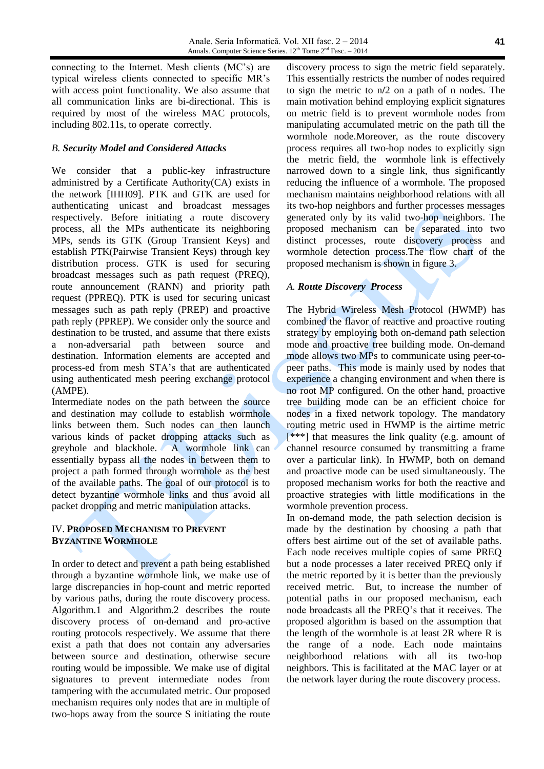connecting to the Internet. Mesh clients (MC's) are typical wireless clients connected to specific MR's with access point functionality. We also assume that all communication links are bi-directional. This is required by most of the wireless MAC protocols, including 802.11s, to operate correctly.

### *B. Security Model and Considered Attacks*

We consider that a public-key infrastructure administred by a Certificate Authority(CA) exists in the network [IHH09]. PTK and GTK are used for authenticating unicast and broadcast messages respectively. Before initiating a route discovery process, all the MPs authenticate its neighboring MPs, sends its GTK (Group Transient Keys) and establish PTK(Pairwise Transient Keys) through key distribution process. GTK is used for securing broadcast messages such as path request (PREQ), route announcement (RANN) and priority path request (PPREQ). PTK is used for securing unicast messages such as path reply (PREP) and proactive path reply (PPREP). We consider only the source and destination to be trusted, and assume that there exists a non-adversarial path between source and destination. Information elements are accepted and process-ed from mesh STA's that are authenticated using authenticated mesh peering exchange protocol (AMPE).

Intermediate nodes on the path between the source and destination may collude to establish wormhole links between them. Such nodes can then launch various kinds of packet dropping attacks such as greyhole and blackhole. A wormhole link can essentially bypass all the nodes in between them to project a path formed through wormhole as the best of the available paths. The goal of our protocol is to detect byzantine wormhole links and thus avoid all packet dropping and metric manipulation attacks.

## IV. PROPOSED MECHANISM TO PREVENT BYZANTINE WORMHOLE

In order to detect and prevent a path being established through a byzantine wormhole link, we make use of large discrepancies in hop-count and metric reported by various paths, during the route discovery process. Algorithm.1 and Algorithm.2 describes the route discovery process of on-demand and pro-active routing protocols respectively. We assume that there exist a path that does not contain any adversaries between source and destination, otherwise secure routing would be impossible. We make use of digital signatures to prevent intermediate nodes from tampering with the accumulated metric. Our proposed mechanism requires only nodes that are in multiple of two-hops away from the source S initiating the route discovery process to sign the metric field separately. This essentially restricts the number of nodes required to sign the metric to n/2 on a path of n nodes. The main motivation behind employing explicit signatures on metric field is to prevent wormhole nodes from manipulating accumulated metric on the path till the wormhole node.Moreover, as the route discovery process requires all two-hop nodes to explicitly sign the metric field, the wormhole link is effectively narrowed down to a single link, thus significantly reducing the influence of a wormhole. The proposed mechanism maintains neighborhood relations with all its two-hop neighbors and further processes messages generated only by its valid two-hop neighbors. The proposed mechanism can be separated into two distinct processes, route discovery process and wormhole detection process.The flow chart of the proposed mechanism is shown in figure 3.

### *A. Route Discovery Process*

The Hybrid Wireless Mesh Protocol (HWMP) has combined the flavor of reactive and proactive routing strategy by employing both on-demand path selection mode and proactive tree building mode. On-demand mode allows two MPs to communicate using peer-to-peer paths. This mode is mainly used by nodes that experience a changing environment and when there is no root MP configured. On the other hand, proactive tree building mode can be an efficient choice for nodes in a fixed network topology. The mandatory routing metric used in HWMP is the airtime metric [***] that measures the link quality (e.g. amount of channel resource consumed by transmitting a frame over a particular link). In HWMP, both on demand and proactive mode can be used simultaneously. The proposed mechanism works for both the reactive and proactive strategies with little modifications in the wormhole prevention process.

In on-demand mode, the path selection decision is made by the destination by choosing a path that offers best airtime out of the set of available paths. Each node receives multiple copies of same PREQ but a node processes a later received PREQ only if the metric reported by it is better than the previously received metric. But, to increase the number of potential paths in our proposed mechanism, each node broadcasts all the PREQ's that it receives. The proposed algorithm is based on the assumption that the length of the wormhole is at least 2R where R is the range of a node. Each node maintains neighborhood relations with all its two-hop neighbors. This is facilitated at the MAC layer or at the network layer during the route discovery process.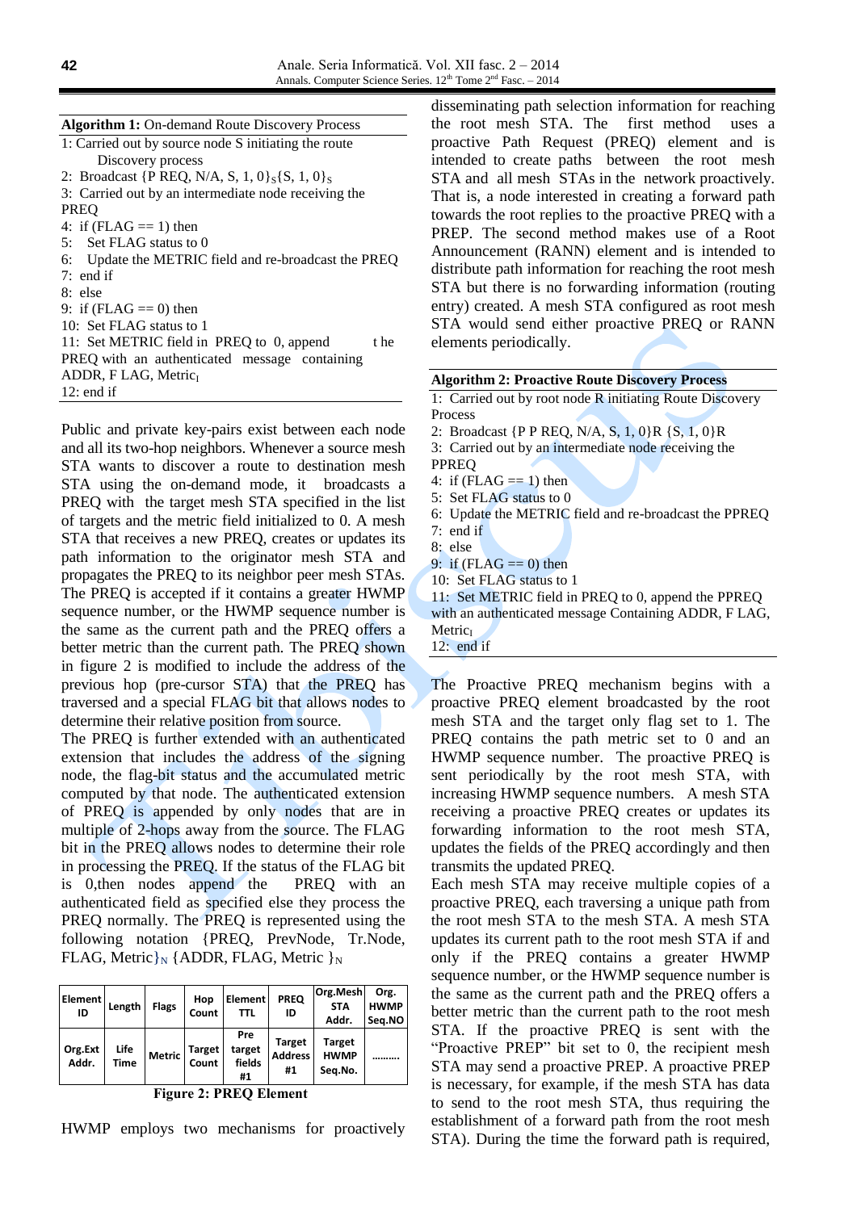**Algorithm 1:** On-demand Route Discovery Process

1: Carried out by source node S initiating the route Discovery process
2: Broadcast {P REQ, N/A, S, 1, 0}$_S${S, 1, 0}$_S$
3: Carried out by an intermediate node receiving the PREQ
4: if (FLAG == 1) then
5: Set FLAG status to 0
6: Update the METRIC field and re-broadcast the PREQ
7: end if
8: else
9: if (FLAG == 0) then
10: Set FLAG status to 1
11: Set METRIC field in PREQ to 0, append t he PREQ with an authenticated message containing ADDR, F LAG, Metric$_I$
12: end if

Public and private key-pairs exist between each node and all its two-hop neighbors. Whenever a source mesh STA wants to discover a route to destination mesh STA using the on-demand mode, it broadcasts a PREQ with the target mesh STA specified in the list of targets and the metric field initialized to 0. A mesh STA that receives a new PREQ, creates or updates its path information to the originator mesh STA and propagates the PREQ to its neighbor peer mesh STAs. The PREQ is accepted if it contains a greater HWMP sequence number, or the HWMP sequence number is the same as the current path and the PREQ offers a better metric than the current path. The PREQ shown in figure 2 is modified to include the address of the previous hop (pre-cursor STA) that the PREQ has traversed and a special FLAG bit that allows nodes to determine their relative position from source.
The PREQ is further extended with an authenticated extension that includes the address of the signing node, the flag-bit status and the accumulated metric computed by that node. The authenticated extension of PREQ is appended by only nodes that are in multiple of 2-hops away from the source. The FLAG bit in the PREQ allows nodes to determine their role in processing the PREQ. If the status of the FLAG bit is 0,then nodes append the PREQ with an authenticated field as specified else they process the PREQ normally. The PREQ is represented using the following notation {PREQ, PrevNode, Tr.Node, FLAG, Metric}$_N$ {ADDR, FLAG, Metric }$_N$

| Element ID | Length | Flags | Hop Count | Element TTL | PREQ ID | Org.Mesh STA Addr. | Org. HWMP Seq.NO |
|---|---|---|---|---|---|---|---|
| Org.Ext Addr. | Life Time | Metric | Target Count | Pre target fields #1 | Target Address #1 | Target HWMP Seq.No. | ……… |

**Figure 2: PREQ Element**

HWMP employs two mechanisms for proactively disseminating path selection information for reaching the root mesh STA. The first method uses a proactive Path Request (PREQ) element and is intended to create paths between the root mesh STA and all mesh STAs in the network proactively. That is, a node interested in creating a forward path towards the root replies to the proactive PREQ with a PREP. The second method makes use of a Root Announcement (RANN) element and is intended to distribute path information for reaching the root mesh STA but there is no forwarding information (routing entry) created. A mesh STA configured as root mesh STA would send either proactive PREQ or RANN elements periodically.

**Algorithm 2: Proactive Route Discovery Process**

1: Carried out by root node R initiating Route Discovery Process
2: Broadcast {P P REQ, N/A, S, 1, 0}R {S, 1, 0}R
3: Carried out by an intermediate node receiving the PPREQ
4: if (FLAG == 1) then
5: Set FLAG status to 0
6: Update the METRIC field and re-broadcast the PPREQ
7: end if
8: else
9: if (FLAG == 0) then
10: Set FLAG status to 1
11: Set METRIC field in PREQ to 0, append the PPREQ with an authenticated message Containing ADDR, F LAG, Metric$_I$
12: end if

The Proactive PREQ mechanism begins with a proactive PREQ element broadcasted by the root mesh STA and the target only flag set to 1. The PREQ contains the path metric set to 0 and an HWMP sequence number. The proactive PREQ is sent periodically by the root mesh STA, with increasing HWMP sequence numbers. A mesh STA receiving a proactive PREQ creates or updates its forwarding information to the root mesh STA, updates the fields of the PREQ accordingly and then transmits the updated PREQ.
Each mesh STA may receive multiple copies of a proactive PREQ, each traversing a unique path from the root mesh STA to the mesh STA. A mesh STA updates its current path to the root mesh STA if and only if the PREQ contains a greater HWMP sequence number, or the HWMP sequence number is the same as the current path and the PREQ offers a better metric than the current path to the root mesh STA. If the proactive PREQ is sent with the "Proactive PREP" bit set to 0, the recipient mesh STA may send a proactive PREP. A proactive PREP is necessary, for example, if the mesh STA has data to send to the root mesh STA, thus requiring the establishment of a forward path from the root mesh STA). During the time the forward path is required,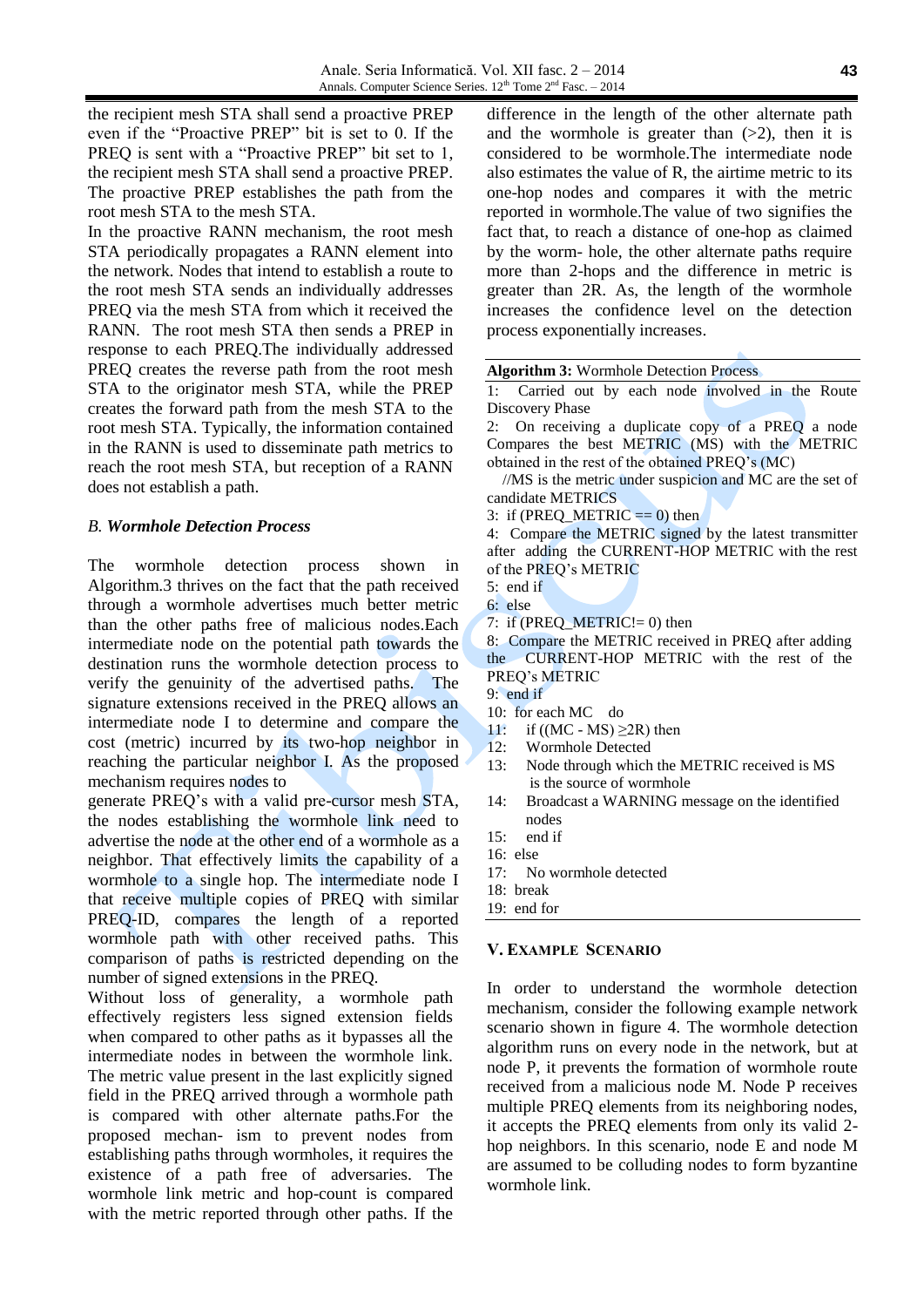the recipient mesh STA shall send a proactive PREP even if the "Proactive PREP" bit is set to 0. If the PREQ is sent with a "Proactive PREP" bit set to 1, the recipient mesh STA shall send a proactive PREP. The proactive PREP establishes the path from the root mesh STA to the mesh STA.

In the proactive RANN mechanism, the root mesh STA periodically propagates a RANN element into the network. Nodes that intend to establish a route to the root mesh STA sends an individually addresses PREQ via the mesh STA from which it received the RANN. The root mesh STA then sends a PREP in response to each PREQ.The individually addressed PREQ creates the reverse path from the root mesh STA to the originator mesh STA, while the PREP creates the forward path from the mesh STA to the root mesh STA. Typically, the information contained in the RANN is used to disseminate path metrics to reach the root mesh STA, but reception of a RANN does not establish a path.

### *B. Wormhole Detection Process*

The wormhole detection process shown in Algorithm.3 thrives on the fact that the path received through a wormhole advertises much better metric than the other paths free of malicious nodes.Each intermediate node on the potential path towards the destination runs the wormhole detection process to verify the genuinity of the advertised paths. The signature extensions received in the PREQ allows an intermediate node I to determine and compare the cost (metric) incurred by its two-hop neighbor in reaching the particular neighbor I. As the proposed mechanism requires nodes to generate PREQ's with a valid pre-cursor mesh STA, the nodes establishing the wormhole link need to advertise the node at the other end of a wormhole as a neighbor. That effectively limits the capability of a wormhole to a single hop. The intermediate node I that receive multiple copies of PREQ with similar PREQ-ID, compares the length of a reported wormhole path with other received paths. This comparison of paths is restricted depending on the number of signed extensions in the PREQ.

Without loss of generality, a wormhole path effectively registers less signed extension fields when compared to other paths as it bypasses all the intermediate nodes in between the wormhole link. The metric value present in the last explicitly signed field in the PREQ arrived through a wormhole path is compared with other alternate paths.For the proposed mechan- ism to prevent nodes from establishing paths through wormholes, it requires the existence of a path free of adversaries. The wormhole link metric and hop-count is compared with the metric reported through other paths. If the difference in the length of the other alternate path and the wormhole is greater than (>2), then it is considered to be wormhole.The intermediate node also estimates the value of R, the airtime metric to its one-hop nodes and compares it with the metric reported in wormhole.The value of two signifies the fact that, to reach a distance of one-hop as claimed by the worm- hole, the other alternate paths require more than 2-hops and the difference in metric is greater than 2R. As, the length of the wormhole increases the confidence level on the detection process exponentially increases.

**Algorithm 3:** Wormhole Detection Process

```
1:  Carried out by each node involved in the Route Discovery Phase
2:  On receiving a duplicate copy of a PREQ a node Compares the best METRIC (MS) with the METRIC obtained in the rest of the obtained PREQ's (MC)
    //MS is the metric under suspicion and MC are the set of candidate METRICS
3:  if (PREQ_METRIC == 0) then
4:  Compare the METRIC signed by the latest transmitter after adding the CURRENT-HOP METRIC with the rest of the PREQ's METRIC
5:  end if
6:  else
7:  if (PREQ_METRIC!= 0) then
8:  Compare the METRIC received in PREQ after adding the CURRENT-HOP METRIC with the rest of the PREQ's METRIC
9:  end if
10: for each MC   do
11:     if ((MC - MS) ≥2R) then
12:     Wormhole Detected
13:     Node through which the METRIC received is MS
         is the source of wormhole
14:     Broadcast a WARNING message on the identified
         nodes
15:     end if
16: else
17:     No wormhole detected
18: break
19: end for
```

## V. EXAMPLE SCENARIO

In order to understand the wormhole detection mechanism, consider the following example network scenario shown in figure 4. The wormhole detection algorithm runs on every node in the network, but at node P, it prevents the formation of wormhole route received from a malicious node M. Node P receives multiple PREQ elements from its neighboring nodes, it accepts the PREQ elements from only its valid 2-hop neighbors. In this scenario, node E and node M are assumed to be colluding nodes to form byzantine wormhole link.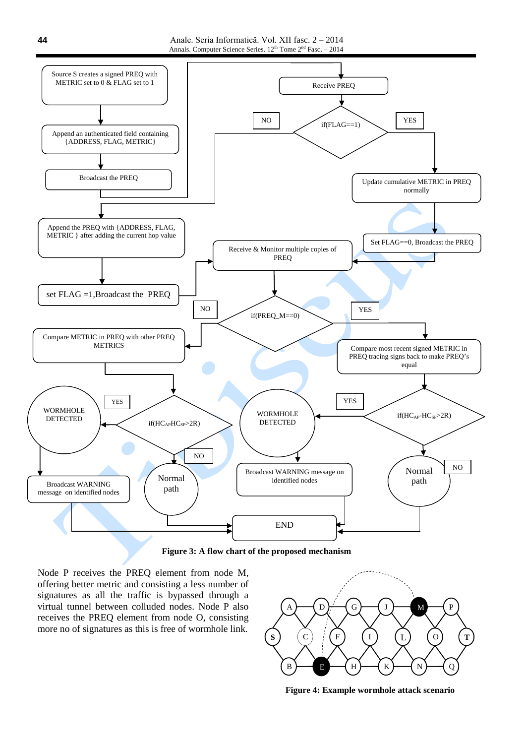Figure 3: A flow chart of the proposed mechanism

Node P receives the PREQ element from node M, offering better metric and consisting a less number of signatures as all the traffic is bypassed through a virtual tunnel between colluded nodes. Node P also receives the PREQ element from node O, consisting more no of signatures as this is free of wormhole link.

Figure 4: Example wormhole attack scenario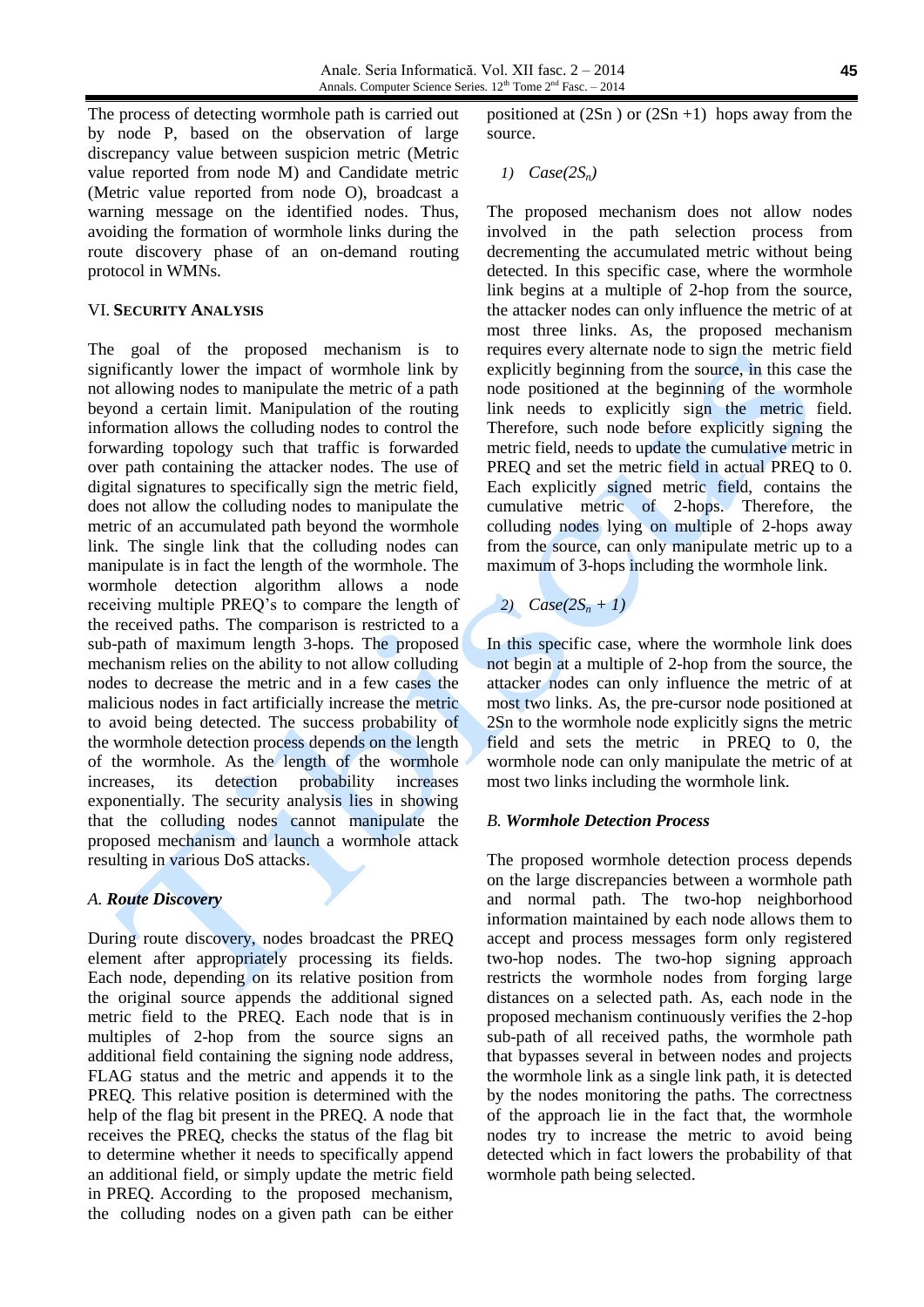The process of detecting wormhole path is carried out by node P, based on the observation of large discrepancy value between suspicion metric (Metric value reported from node M) and Candidate metric (Metric value reported from node O), broadcast a warning message on the identified nodes. Thus, avoiding the formation of wormhole links during the route discovery phase of an on-demand routing protocol in WMNs.

## VI. SECURITY ANALYSIS

The goal of the proposed mechanism is to significantly lower the impact of wormhole link by not allowing nodes to manipulate the metric of a path beyond a certain limit. Manipulation of the routing information allows the colluding nodes to control the forwarding topology such that traffic is forwarded over path containing the attacker nodes. The use of digital signatures to specifically sign the metric field, does not allow the colluding nodes to manipulate the metric of an accumulated path beyond the wormhole link. The single link that the colluding nodes can manipulate is in fact the length of the wormhole. The wormhole detection algorithm allows a node receiving multiple PREQ's to compare the length of the received paths. The comparison is restricted to a sub-path of maximum length 3-hops. The proposed mechanism relies on the ability to not allow colluding nodes to decrease the metric and in a few cases the malicious nodes in fact artificially increase the metric to avoid being detected. The success probability of the wormhole detection process depends on the length of the wormhole. As the length of the wormhole increases, its detection probability increases exponentially. The security analysis lies in showing that the colluding nodes cannot manipulate the proposed mechanism and launch a wormhole attack resulting in various DoS attacks.

### A. Route Discovery

During route discovery, nodes broadcast the PREQ element after appropriately processing its fields. Each node, depending on its relative position from the original source appends the additional signed metric field to the PREQ. Each node that is in multiples of 2-hop from the source signs an additional field containing the signing node address, FLAG status and the metric and appends it to the PREQ. This relative position is determined with the help of the flag bit present in the PREQ. A node that receives the PREQ, checks the status of the flag bit to determine whether it needs to specifically append an additional field, or simply update the metric field in PREQ. According to the proposed mechanism, the colluding nodes on a given path can be either positioned at (2Sn ) or (2Sn +1) hops away from the source.

*1) Case($2S_n$)*

The proposed mechanism does not allow nodes involved in the path selection process from decrementing the accumulated metric without being detected. In this specific case, where the wormhole link begins at a multiple of 2-hop from the source, the attacker nodes can only influence the metric of at most three links. As, the proposed mechanism requires every alternate node to sign the metric field explicitly beginning from the source, in this case the node positioned at the beginning of the wormhole link needs to explicitly sign the metric field. Therefore, such node before explicitly signing the metric field, needs to update the cumulative metric in PREQ and set the metric field in actual PREQ to 0. Each explicitly signed metric field, contains the cumulative metric of 2-hops. Therefore, the colluding nodes lying on multiple of 2-hops away from the source, can only manipulate metric up to a maximum of 3-hops including the wormhole link.

*2) Case($2S_n$ + 1)*

In this specific case, where the wormhole link does not begin at a multiple of 2-hop from the source, the attacker nodes can only influence the metric of at most two links. As, the pre-cursor node positioned at 2Sn to the wormhole node explicitly signs the metric field and sets the metric in PREQ to 0, the wormhole node can only manipulate the metric of at most two links including the wormhole link.

### B. Wormhole Detection Process

The proposed wormhole detection process depends on the large discrepancies between a wormhole path and normal path. The two-hop neighborhood information maintained by each node allows them to accept and process messages form only registered two-hop nodes. The two-hop signing approach restricts the wormhole nodes from forging large distances on a selected path. As, each node in the proposed mechanism continuously verifies the 2-hop sub-path of all received paths, the wormhole path that bypasses several in between nodes and projects the wormhole link as a single link path, it is detected by the nodes monitoring the paths. The correctness of the approach lie in the fact that, the wormhole nodes try to increase the metric to avoid being detected which in fact lowers the probability of that wormhole path being selected.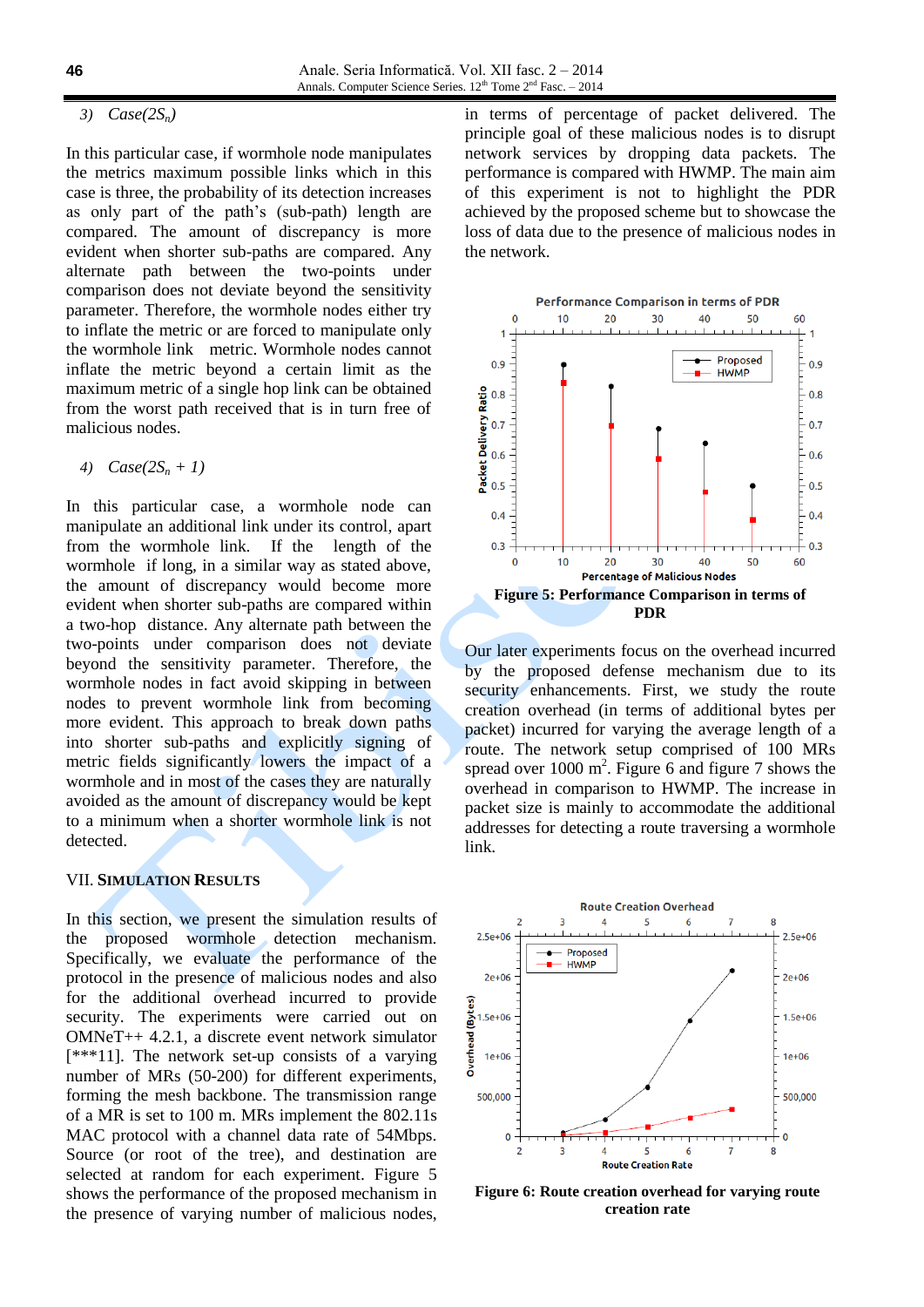3) *Case($2S_n$)*

In this particular case, if wormhole node manipulates the metrics maximum possible links which in this case is three, the probability of its detection increases as only part of the path's (sub-path) length are compared. The amount of discrepancy is more evident when shorter sub-paths are compared. Any alternate path between the two-points under comparison does not deviate beyond the sensitivity parameter. Therefore, the wormhole nodes either try to inflate the metric or are forced to manipulate only the wormhole link metric. Wormhole nodes cannot inflate the metric beyond a certain limit as the maximum metric of a single hop link can be obtained from the worst path received that is in turn free of malicious nodes.

4) *Case($2S_n + 1$)*

In this particular case, a wormhole node can manipulate an additional link under its control, apart from the wormhole link. If the length of the wormhole if long, in a similar way as stated above, the amount of discrepancy would become more evident when shorter sub-paths are compared within a two-hop distance. Any alternate path between the two-points under comparison does not deviate beyond the sensitivity parameter. Therefore, the wormhole nodes in fact avoid skipping in between nodes to prevent wormhole link from becoming more evident. This approach to break down paths into shorter sub-paths and explicitly signing of metric fields significantly lowers the impact of a wormhole and in most of the cases they are naturally avoided as the amount of discrepancy would be kept to a minimum when a shorter wormhole link is not detected.

## VII. SIMULATION RESULTS

In this section, we present the simulation results of the proposed wormhole detection mechanism. Specifically, we evaluate the performance of the protocol in the presence of malicious nodes and also for the additional overhead incurred to provide security. The experiments were carried out on OMNeT++ 4.2.1, a discrete event network simulator [***11]. The network set-up consists of a varying number of MRs (50-200) for different experiments, forming the mesh backbone. The transmission range of a MR is set to 100 m. MRs implement the 802.11s MAC protocol with a channel data rate of 54Mbps. Source (or root of the tree), and destination are selected at random for each experiment. Figure 5 shows the performance of the proposed mechanism in the presence of varying number of malicious nodes, in terms of percentage of packet delivered. The principle goal of these malicious nodes is to disrupt network services by dropping data packets. The performance is compared with HWMP. The main aim of this experiment is not to highlight the PDR achieved by the proposed scheme but to showcase the loss of data due to the presence of malicious nodes in the network.

Performance Comparison in terms of PDR

Packet Delivery Ratio

Percentage of Malicious Nodes

Proposed
HWMP

0 10 20 30 40 50 60

0.3 0.4 0.5 0.6 0.7 0.8 0.9 1

**Figure 5: Performance Comparison in terms of PDR**

Our later experiments focus on the overhead incurred by the proposed defense mechanism due to its security enhancements. First, we study the route creation overhead (in terms of additional bytes per packet) incurred for varying the average length of a route. The network setup comprised of 100 MRs spread over 1000 $m^2$. Figure 6 and figure 7 shows the overhead in comparison to HWMP. The increase in packet size is mainly to accommodate the additional addresses for detecting a route traversing a wormhole link.

Route Creation Overhead

Overhead (Bytes)

Route Creation Rate

Proposed
HWMP

2 3 4 5 6 7 8

0 500,000 1e+06 1.5e+06 2e+06 2.5e+06

**Figure 6: Route creation overhead for varying route creation rate**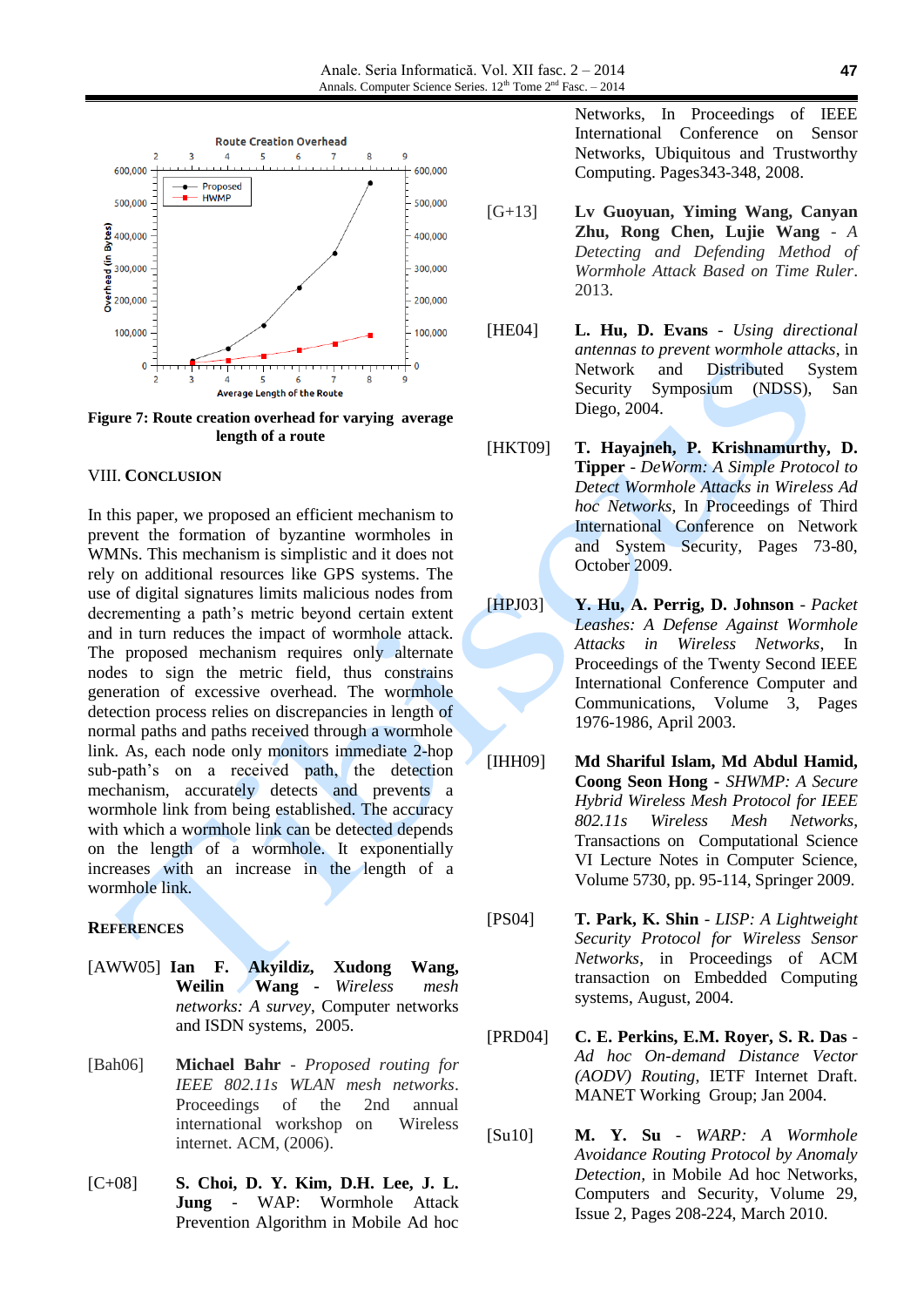Figure 7: Route creation overhead for varying average length of a route

## VIII. Conclusion

In this paper, we proposed an efficient mechanism to prevent the formation of byzantine wormholes in WMNs. This mechanism is simplistic and it does not rely on additional resources like GPS systems. The use of digital signatures limits malicious nodes from decrementing a path's metric beyond certain extent and in turn reduces the impact of wormhole attack. The proposed mechanism requires only alternate nodes to sign the metric field, thus constrains generation of excessive overhead. The wormhole detection process relies on discrepancies in length of normal paths and paths received through a wormhole link. As, each node only monitors immediate 2-hop sub-path's on a received path, the detection mechanism, accurately detects and prevents a wormhole link from being established. The accuracy with which a wormhole link can be detected depends on the length of a wormhole. It exponentially increases with an increase in the length of a wormhole link.

## References

[AWW05] **Ian F. Akyildiz, Xudong Wang, Weilin Wang** - *Wireless mesh networks: A survey*, Computer networks and ISDN systems, 2005.

[Bah06] **Michael Bahr** - *Proposed routing for IEEE 802.11s WLAN mesh networks*. Proceedings of the 2nd annual international workshop on Wireless internet. ACM, (2006).

[C+08] **S. Choi, D. Y. Kim, D.H. Lee, J. L. Jung** - WAP: Wormhole Attack Prevention Algorithm in Mobile Ad hoc Networks, In Proceedings of IEEE International Conference on Sensor Networks, Ubiquitous and Trustworthy Computing. Pages343-348, 2008.

[G+13] **Lv Guoyuan, Yiming Wang, Canyan Zhu, Rong Chen, Lujie Wang** - *A Detecting and Defending Method of Wormhole Attack Based on Time Ruler*. 2013.

[HE04] **L. Hu, D. Evans** - *Using directional antennas to prevent wormhole attacks*, in Network and Distributed System Security Symposium (NDSS), San Diego, 2004.

[HKT09] **T. Hayajneh, P. Krishnamurthy, D. Tipper** - *DeWorm: A Simple Protocol to Detect Wormhole Attacks in Wireless Ad hoc Networks*, In Proceedings of Third International Conference on Network and System Security, Pages 73-80, October 2009.

[HPJ03] **Y. Hu, A. Perrig, D. Johnson** - *Packet Leashes: A Defense Against Wormhole Attacks in Wireless Networks*, In Proceedings of the Twenty Second IEEE International Conference Computer and Communications, Volume 3, Pages 1976-1986, April 2003.

[IHH09] **Md Shariful Islam, Md Abdul Hamid, Coong Seon Hong** - *SHWMP: A Secure Hybrid Wireless Mesh Protocol for IEEE 802.11s Wireless Mesh Networks*, Transactions on Computational Science VI Lecture Notes in Computer Science, Volume 5730, pp. 95-114, Springer 2009.

[PS04] **T. Park, K. Shin** - *LISP: A Lightweight Security Protocol for Wireless Sensor Networks*, in Proceedings of ACM transaction on Embedded Computing systems, August, 2004.

[PRD04] **C. E. Perkins, E.M. Royer, S. R. Das** - *Ad hoc On-demand Distance Vector (AODV) Routing*, IETF Internet Draft. MANET Working Group; Jan 2004.

[Su10] **M. Y. Su** - *WARP: A Wormhole Avoidance Routing Protocol by Anomaly Detection*, in Mobile Ad hoc Networks, Computers and Security, Volume 29, Issue 2, Pages 208-224, March 2010.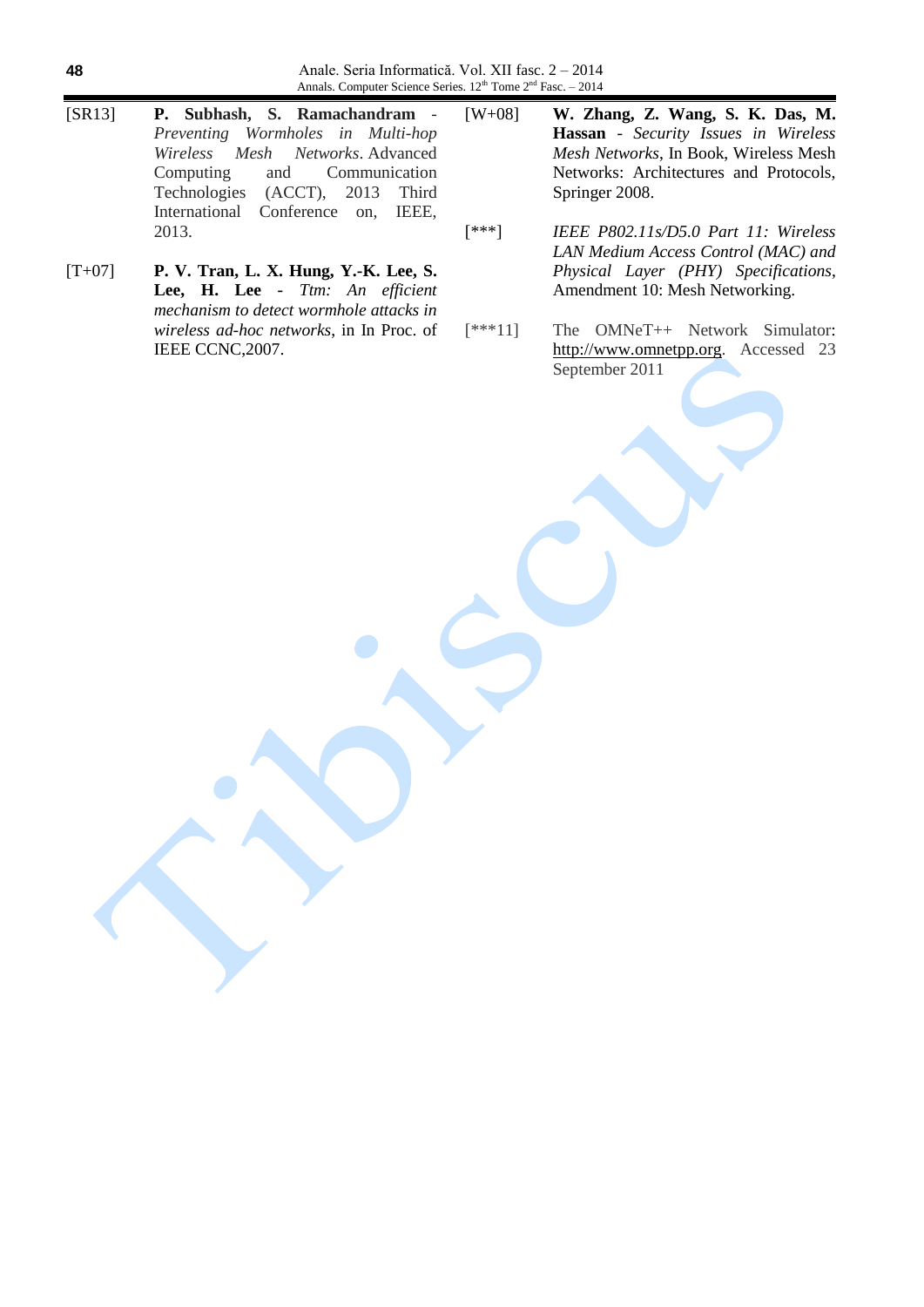[SR13] **P. Subhash, S. Ramachandram** - *Preventing Wormholes in Multi-hop Wireless Mesh Networks*. Advanced Computing and Communication Technologies (ACCT), 2013 Third International Conference on, IEEE, 2013.

[T+07] **P. V. Tran, L. X. Hung, Y.-K. Lee, S. Lee, H. Lee** - *Ttm: An efficient mechanism to detect wormhole attacks in wireless ad-hoc networks*, in In Proc. of IEEE CCNC,2007.

[W+08] **W. Zhang, Z. Wang, S. K. Das, M. Hassan** - *Security Issues in Wireless Mesh Networks*, In Book, Wireless Mesh Networks: Architectures and Protocols, Springer 2008.

[***] *IEEE P802.11s/D5.0 Part 11: Wireless LAN Medium Access Control (MAC) and Physical Layer (PHY) Specifications*, Amendment 10: Mesh Networking.

[***11] The OMNeT++ Network Simulator: http://www.omnetpp.org. Accessed 23 September 2011